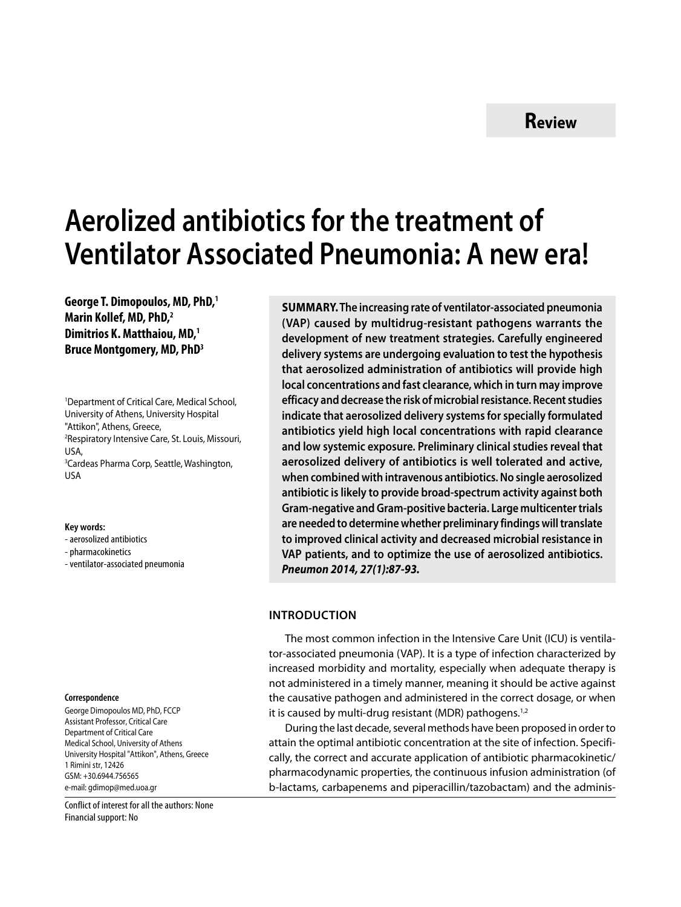Review

# Aerolized antibiotics for the treatment of Ventilator Associated Pneumonia: A new era!

**George T. Dimopoulos, MD, PhD,[1]**
**Marin Kollef, MD, PhD,[2]**
**Dimitrios K. Matthaiou, MD,[1]**
**Bruce Montgomery, MD, PhD[3]**

[1]Department of Critical Care, Medical School, University of Athens, University Hospital "Attikon", Athens, Greece,
[2]Respiratory Intensive Care, St. Louis, Missouri, USA,
[3]Cardeas Pharma Corp, Seattle, Washington, USA

**Key words:**
- aerosolized antibiotics
- pharmacokinetics
- ventilator-associated pneumonia

**Correspondence**
George Dimopoulos MD, PhD, FCCP
Assistant Professor, Critical Care
Department of Critical Care
Medical School, University of Athens
University Hospital "Attikon", Athens, Greece
1 Rimini str, 12426
GSM: +30.6944.756565
e-mail: gdimop@med.uoa.gr

Conflict of interest for all the authors: None
Financial support: No

**SUMMARY. The increasing rate of ventilator-associated pneumonia (VAP) caused by multidrug-resistant pathogens warrants the development of new treatment strategies. Carefully engineered delivery systems are undergoing evaluation to test the hypothesis that aerosolized administration of antibiotics will provide high local concentrations and fast clearance, which in turn may improve efficacy and decrease the risk of microbial resistance. Recent studies indicate that aerosolized delivery systems for specially formulated antibiotics yield high local concentrations with rapid clearance and low systemic exposure. Preliminary clinical studies reveal that aerosolized delivery of antibiotics is well tolerated and active, when combined with intravenous antibiotics. No single aerosolized antibiotic is likely to provide broad-spectrum activity against both Gram-negative and Gram-positive bacteria. Large multicenter trials are needed to determine whether preliminary findings will translate to improved clinical activity and decreased microbial resistance in VAP patients, and to optimize the use of aerosolized antibiotics.** ***Pneumon 2014, 27(1):87-93.***

## INTRODUCTION

The most common infection in the Intensive Care Unit (ICU) is ventilator-associated pneumonia (VAP). It is a type of infection characterized by increased morbidity and mortality, especially when adequate therapy is not administered in a timely manner, meaning it should be active against the causative pathogen and administered in the correct dosage, or when it is caused by multi-drug resistant (MDR) pathogens.[1,2]

During the last decade, several methods have been proposed in order to attain the optimal antibiotic concentration at the site of infection. Specifically, the correct and accurate application of antibiotic pharmacokinetic/pharmacodynamic properties, the continuous infusion administration (of b-lactams, carbapenems and piperacillin/tazobactam) and the adminis-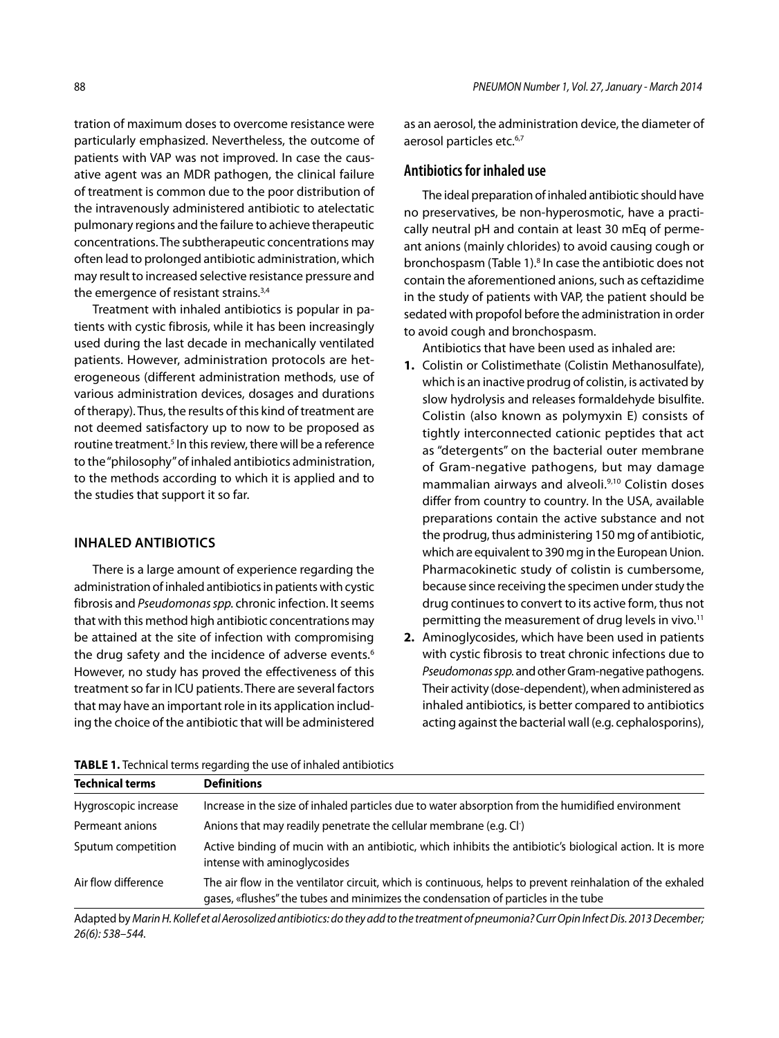tration of maximum doses to overcome resistance were particularly emphasized. Nevertheless, the outcome of patients with VAP was not improved. In case the causative agent was an MDR pathogen, the clinical failure of treatment is common due to the poor distribution of the intravenously administered antibiotic to atelectatic pulmonary regions and the failure to achieve therapeutic concentrations. The subtherapeutic concentrations may often lead to prolonged antibiotic administration, which may result to increased selective resistance pressure and the emergence of resistant strains.[3,4]

Treatment with inhaled antibiotics is popular in patients with cystic fibrosis, while it has been increasingly used during the last decade in mechanically ventilated patients. However, administration protocols are heterogeneous (different administration methods, use of various administration devices, dosages and durations of therapy). Thus, the results of this kind of treatment are not deemed satisfactory up to now to be proposed as routine treatment.[5] In this review, there will be a reference to the "philosophy" of inhaled antibiotics administration, to the methods according to which it is applied and to the studies that support it so far.

## INHALED ANTIBIOTICS

There is a large amount of experience regarding the administration of inhaled antibiotics in patients with cystic fibrosis and *Pseudomonas spp.* chronic infection. It seems that with this method high antibiotic concentrations may be attained at the site of infection with compromising the drug safety and the incidence of adverse events.[6] However, no study has proved the effectiveness of this treatment so far in ICU patients. There are several factors that may have an important role in its application including the choice of the antibiotic that will be administered as an aerosol, the administration device, the diameter of aerosol particles etc.[6,7]

### Antibiotics for inhaled use

The ideal preparation of inhaled antibiotic should have no preservatives, be non-hyperosmotic, have a practically neutral pH and contain at least 30 mEq of permeant anions (mainly chlorides) to avoid causing cough or bronchospasm (Table 1).[8] In case the antibiotic does not contain the aforementioned anions, such as ceftazidime in the study of patients with VAP, the patient should be sedated with propofol before the administration in order to avoid cough and bronchospasm.

Antibiotics that have been used as inhaled are:

1. Colistin or Colistimethate (Colistin Methanosulfate), which is an inactive prodrug of colistin, is activated by slow hydrolysis and releases formaldehyde bisulfite. Colistin (also known as polymyxin E) consists of tightly interconnected cationic peptides that act as "detergents" on the bacterial outer membrane of Gram-negative pathogens, but may damage mammalian airways and alveoli.[9,10] Colistin doses differ from country to country. In the USA, available preparations contain the active substance and not the prodrug, thus administering 150 mg of antibiotic, which are equivalent to 390 mg in the European Union. Pharmacokinetic study of colistin is cumbersome, because since receiving the specimen under study the drug continues to convert to its active form, thus not permitting the measurement of drug levels in vivo.[11]
2. Aminoglycosides, which have been used in patients with cystic fibrosis to treat chronic infections due to *Pseudomonas spp.* and other Gram-negative pathogens. Their activity (dose-dependent), when administered as inhaled antibiotics, is better compared to antibiotics acting against the bacterial wall (e.g. cephalosporins),

**TABLE 1.** Technical terms regarding the use of inhaled antibiotics

| Technical terms | Definitions |
|---|---|
| Hygroscopic increase | Increase in the size of inhaled particles due to water absorption from the humidified environment |
| Permeant anions | Anions that may readily penetrate the cellular membrane (e.g. $Cl^-$) |
| Sputum competition | Active binding of mucin with an antibiotic, which inhibits the antibiotic's biological action. It is more intense with aminoglycosides |
| Air flow difference | The air flow in the ventilator circuit, which is continuous, helps to prevent reinhalation of the exhaled gases, «flushes" the tubes and minimizes the condensation of particles in the tube |

Adapted by *Marin H. Kollef et al Aerosolized antibiotics: do they add to the treatment of pneumonia? Curr Opin Infect Dis. 2013 December; 26(6): 538–544.*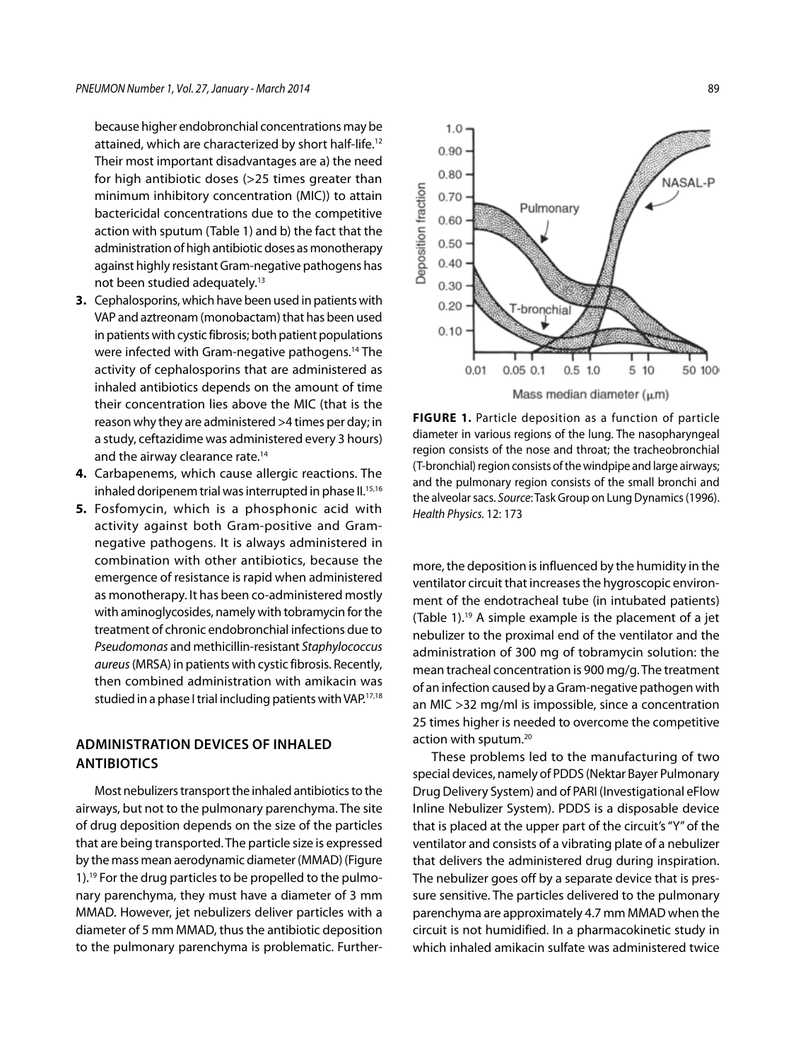because higher endobronchial concentrations may be attained, which are characterized by short half-life.[12] Their most important disadvantages are a) the need for high antibiotic doses (>25 times greater than minimum inhibitory concentration (MIC)) to attain bactericidal concentrations due to the competitive action with sputum (Table 1) and b) the fact that the administration of high antibiotic doses as monotherapy against highly resistant Gram-negative pathogens has not been studied adequately.[13]

3. Cephalosporins, which have been used in patients with VAP and aztreonam (monobactam) that has been used in patients with cystic fibrosis; both patient populations were infected with Gram-negative pathogens.[14] The activity of cephalosporins that are administered as inhaled antibiotics depends on the amount of time their concentration lies above the MIC (that is the reason why they are administered >4 times per day; in a study, ceftazidime was administered every 3 hours) and the airway clearance rate.[14]
4. Carbapenems, which cause allergic reactions. The inhaled doripenem trial was interrupted in phase II.[15,16]
5. Fosfomycin, which is a phosphonic acid with activity against both Gram-positive and Gram-negative pathogens. It is always administered in combination with other antibiotics, because the emergence of resistance is rapid when administered as monotherapy. It has been co-administered mostly with aminoglycosides, namely with tobramycin for the treatment of chronic endobronchial infections due to *Pseudomonas* and methicillin-resistant *Staphylococcus aureus* (MRSA) in patients with cystic fibrosis. Recently, then combined administration with amikacin was studied in a phase I trial including patients with VAP.[17,18]

## ADMINISTRATION DEVICES OF INHALED ANTIBIOTICS

Most nebulizers transport the inhaled antibiotics to the airways, but not to the pulmonary parenchyma. The site of drug deposition depends on the size of the particles that are being transported. The particle size is expressed by the mass mean aerodynamic diameter (MMAD) (Figure 1).[19] For the drug particles to be propelled to the pulmonary parenchyma, they must have a diameter of 3 mm MMAD. However, jet nebulizers deliver particles with a diameter of 5 mm MMAD, thus the antibiotic deposition to the pulmonary parenchyma is problematic. Furthermore, the deposition is influenced by the humidity in the ventilator circuit that increases the hygroscopic environment of the endotracheal tube (in intubated patients) (Table 1).[19] A simple example is the placement of a jet nebulizer to the proximal end of the ventilator and the administration of 300 mg of tobramycin solution: the mean tracheal concentration is 900 mg/g. The treatment of an infection caused by a Gram-negative pathogen with an MIC >32 mg/ml is impossible, since a concentration 25 times higher is needed to overcome the competitive action with sputum.[20]

**FIGURE 1.** Particle deposition as a function of particle diameter in various regions of the lung. The nasopharyngeal region consists of the nose and throat; the tracheobronchial (T-bronchial) region consists of the windpipe and large airways; and the pulmonary region consists of the small bronchi and the alveolar sacs. *Source*: Task Group on Lung Dynamics (1996). *Health Physics*. 12: 173

These problems led to the manufacturing of two special devices, namely of PDDS (Nektar Bayer Pulmonary Drug Delivery System) and of PARI (Investigational eFlow Inline Nebulizer System). PDDS is a disposable device that is placed at the upper part of the circuit's "Y" of the ventilator and consists of a vibrating plate of a nebulizer that delivers the administered drug during inspiration. The nebulizer goes off by a separate device that is pressure sensitive. The particles delivered to the pulmonary parenchyma are approximately 4.7 mm MMAD when the circuit is not humidified. In a pharmacokinetic study in which inhaled amikacin sulfate was administered twice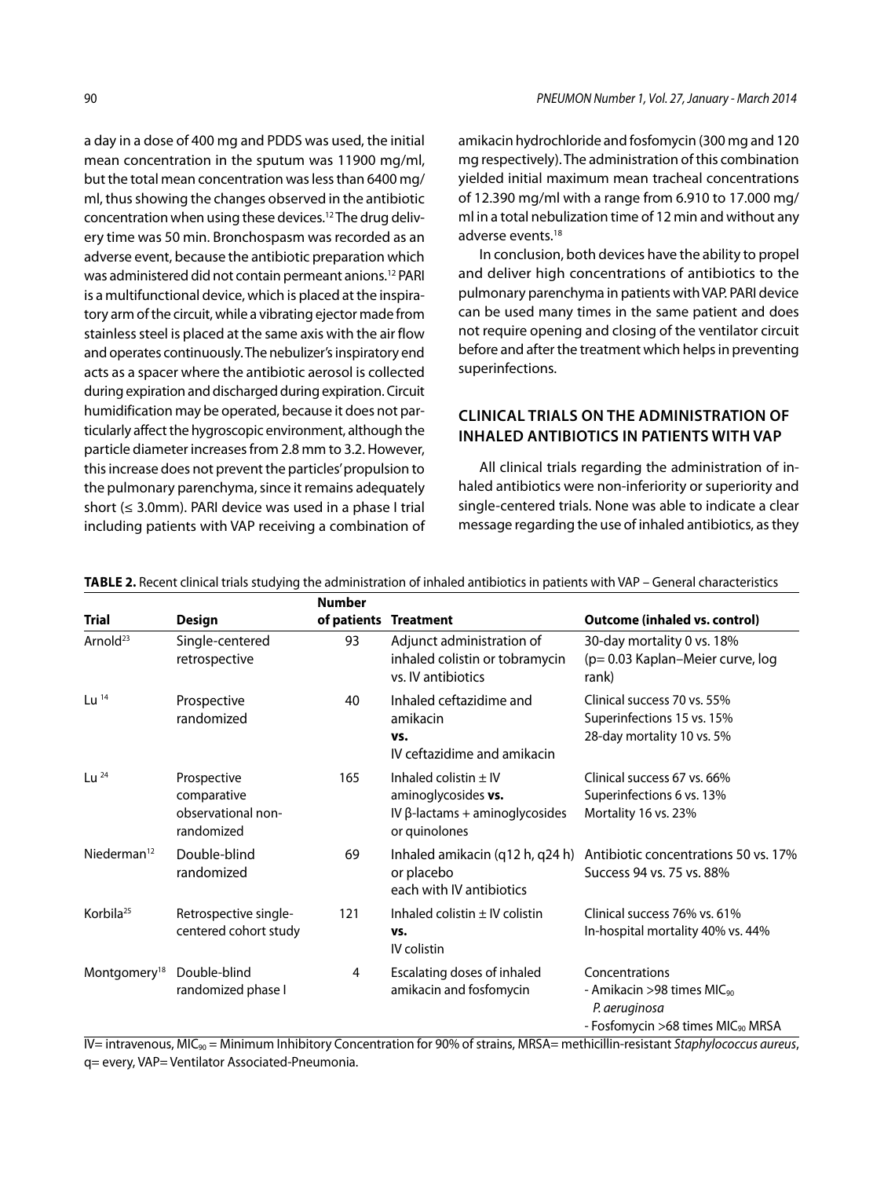a day in a dose of 400 mg and PDDS was used, the initial mean concentration in the sputum was 11900 mg/ml, but the total mean concentration was less than 6400 mg/ml, thus showing the changes observed in the antibiotic concentration when using these devices.[12] The drug delivery time was 50 min. Bronchospasm was recorded as an adverse event, because the antibiotic preparation which was administered did not contain permeant anions.[12] PARI is a multifunctional device, which is placed at the inspiratory arm of the circuit, while a vibrating ejector made from stainless steel is placed at the same axis with the air flow and operates continuously. The nebulizer's inspiratory end acts as a spacer where the antibiotic aerosol is collected during expiration and discharged during expiration. Circuit humidification may be operated, because it does not particularly affect the hygroscopic environment, although the particle diameter increases from 2.8 mm to 3.2. However, this increase does not prevent the particles' propulsion to the pulmonary parenchyma, since it remains adequately short (≤ 3.0mm). PARI device was used in a phase I trial including patients with VAP receiving a combination of amikacin hydrochloride and fosfomycin (300 mg and 120 mg respectively). The administration of this combination yielded initial maximum mean tracheal concentrations of 12.390 mg/ml with a range from 6.910 to 17.000 mg/ml in a total nebulization time of 12 min and without any adverse events.[18]

In conclusion, both devices have the ability to propel and deliver high concentrations of antibiotics to the pulmonary parenchyma in patients with VAP. PARI device can be used many times in the same patient and does not require opening and closing of the ventilator circuit before and after the treatment which helps in preventing superinfections.

## CLINICAL TRIALS ON THE ADMINISTRATION OF INHALED ANTIBIOTICS IN PATIENTS WITH VAP

All clinical trials regarding the administration of inhaled antibiotics were non-inferiority or superiority and single-centered trials. None was able to indicate a clear message regarding the use of inhaled antibiotics, as they

**TABLE 2.** Recent clinical trials studying the administration of inhaled antibiotics in patients with VAP – General characteristics

| Trial | Design | Number of patients | Treatment | Outcome (inhaled vs. control) |
|---|---|---|---|---|
| Arnold[23] | Single-centered retrospective | 93 | Adjunct administration of inhaled colistin or tobramycin vs. IV antibiotics | 30-day mortality 0 vs. 18% (p= 0.03 Kaplan–Meier curve, log rank) |
| Lu [14] | Prospective randomized | 40 | Inhaled ceftazidime and amikacin **vs.** IV ceftazidime and amikacin | Clinical success 70 vs. 55%<br>Superinfections 15 vs. 15%<br>28-day mortality 10 vs. 5% |
| Lu [24] | Prospective comparative observational non-randomized | 165 | Inhaled colistin ± IV aminoglycosides **vs.** IV β-lactams + aminoglycosides or quinolones | Clinical success 67 vs. 66%<br>Superinfections 6 vs. 13%<br>Mortality 16 vs. 23% |
| Niederman[12] | Double-blind randomized | 69 | Inhaled amikacin (q12 h, q24 h) or placebo each with IV antibiotics | Antibiotic concentrations 50 vs. 17%<br>Success 94 vs. 75 vs. 88% |
| Korbila[25] | Retrospective single-centered cohort study | 121 | Inhaled colistin ± IV colistin **vs.** IV colistin | Clinical success 76% vs. 61%<br>In-hospital mortality 40% vs. 44% |
| Montgomery[18] | Double-blind randomized phase I | 4 | Escalating doses of inhaled amikacin and fosfomycin | Concentrations<br>- Amikacin >98 times $MIC_{90}$ *P. aeruginosa*<br>- Fosfomycin >68 times $MIC_{90}$ MRSA |

IV= intravenous, $MIC_{90}$ = Minimum Inhibitory Concentration for 90% of strains, MRSA= methicillin-resistant *Staphylococcus aureus*, q= every, VAP= Ventilator Associated-Pneumonia.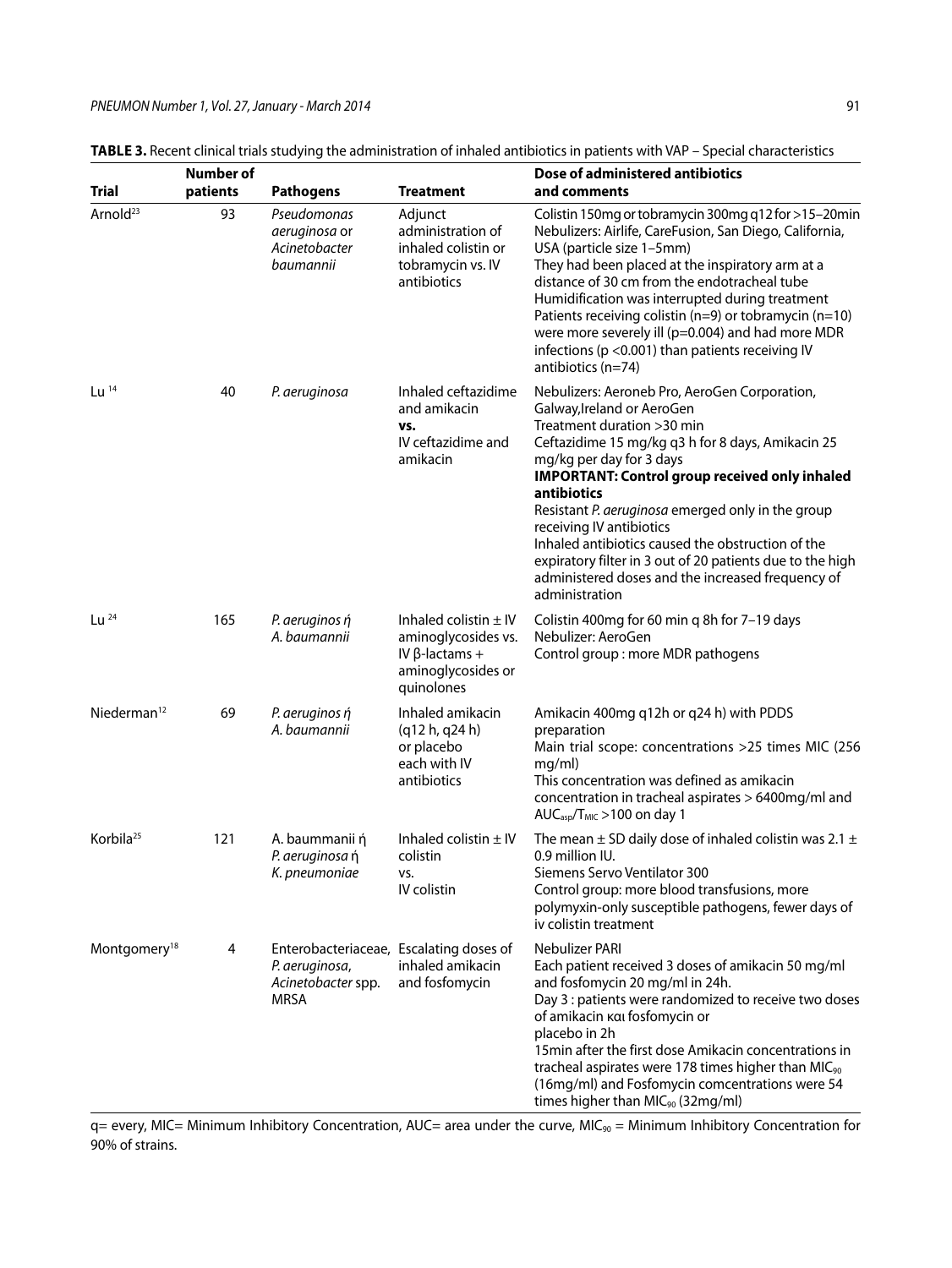**TABLE 3.** Recent clinical trials studying the administration of inhaled antibiotics in patients with VAP – Special characteristics

| Trial | Number of patients | Pathogens | Treatment | Dose of administered antibiotics and comments |
|---|---|---|---|---|
| Arnold[23] | 93 | *Pseudomonas aeruginosa* or *Acinetobacter baumannii* | Adjunct administration of inhaled colistin or tobramycin vs. IV antibiotics | Colistin 150mg or tobramycin 300mg q12 for >15–20min<br>Nebulizers: Airlife, CareFusion, San Diego, California, USA (particle size 1–5mm)<br>They had been placed at the inspiratory arm at a distance of 30 cm from the endotracheal tube<br>Humidification was interrupted during treatment<br>Patients receiving colistin (n=9) or tobramycin (n=10) were more severely ill (p=0.004) and had more MDR infections (p <0.001) than patients receiving IV antibiotics (n=74) |
| Lu[14] | 40 | *P. aeruginosa* | Inhaled ceftazidime and amikacin<br>**vs.**<br>IV ceftazidime and amikacin | Nebulizers: Aeroneb Pro, AeroGen Corporation, Galway,Ireland or AeroGen<br>Treatment duration >30 min<br>Ceftazidime 15 mg/kg q3 h for 8 days, Amikacin 25 mg/kg per day for 3 days<br>**IMPORTANT: Control group received only inhaled antibiotics**<br>Resistant *P. aeruginosa* emerged only in the group receiving IV antibiotics<br>Inhaled antibiotics caused the obstruction of the expiratory filter in 3 out of 20 patients due to the high administered doses and the increased frequency of administration |
| Lu[24] | 165 | *P. aeruginos ή A. baumannii* | Inhaled colistin ± IV aminoglycosides vs. IV β-lactams + aminoglycosides or quinolones | Colistin 400mg for 60 min q 8h for 7–19 days<br>Nebulizer: AeroGen<br>Control group : more MDR pathogens |
| Niederman[12] | 69 | *P. aeruginos ή A. baumannii* | Inhaled amikacin (q12 h, q24 h) or placebo each with IV antibiotics | Amikacin 400mg q12h or q24 h) with PDDS preparation<br>Main trial scope: concentrations >25 times MIC (256 mg/ml)<br>This concentration was defined as amikacin concentration in tracheal aspirates > 6400mg/ml and $AUC_{asp}/T_{MIC}$ >100 on day 1 |
| Korbila[25] | 121 | A. baummanii ή *P. aeruginosa* ή *K. pneumoniae* | Inhaled colistin ± IV colistin<br>vs.<br>IV colistin | The mean ± SD daily dose of inhaled colistin was 2.1 ± 0.9 million IU.<br>Siemens Servo Ventilator 300<br>Control group: more blood transfusions, more polymyxin-only susceptible pathogens, fewer days of iv colistin treatment |
| Montgomery[18] | 4 | Enterobacteriaceae, *P. aeruginosa*, *Acinetobacter* spp. MRSA | Escalating doses of inhaled amikacin and fosfomycin | Nebulizer PARI<br>Each patient received 3 doses of amikacin 50 mg/ml and fosfomycin 20 mg/ml in 24h.<br>Day 3 : patients were randomized to receive two doses of amikacin και fosfomycin or placebo in 2h<br>15min after the first dose Amikacin concentrations in tracheal aspirates were 178 times higher than $MIC_{90}$ (16mg/ml) and Fosfomycin comcentrations were 54 times higher than $MIC_{90}$ (32mg/ml) |

q= every, MIC= Minimum Inhibitory Concentration, AUC= area under the curve, $MIC_{90}$ = Minimum Inhibitory Concentration for 90% of strains.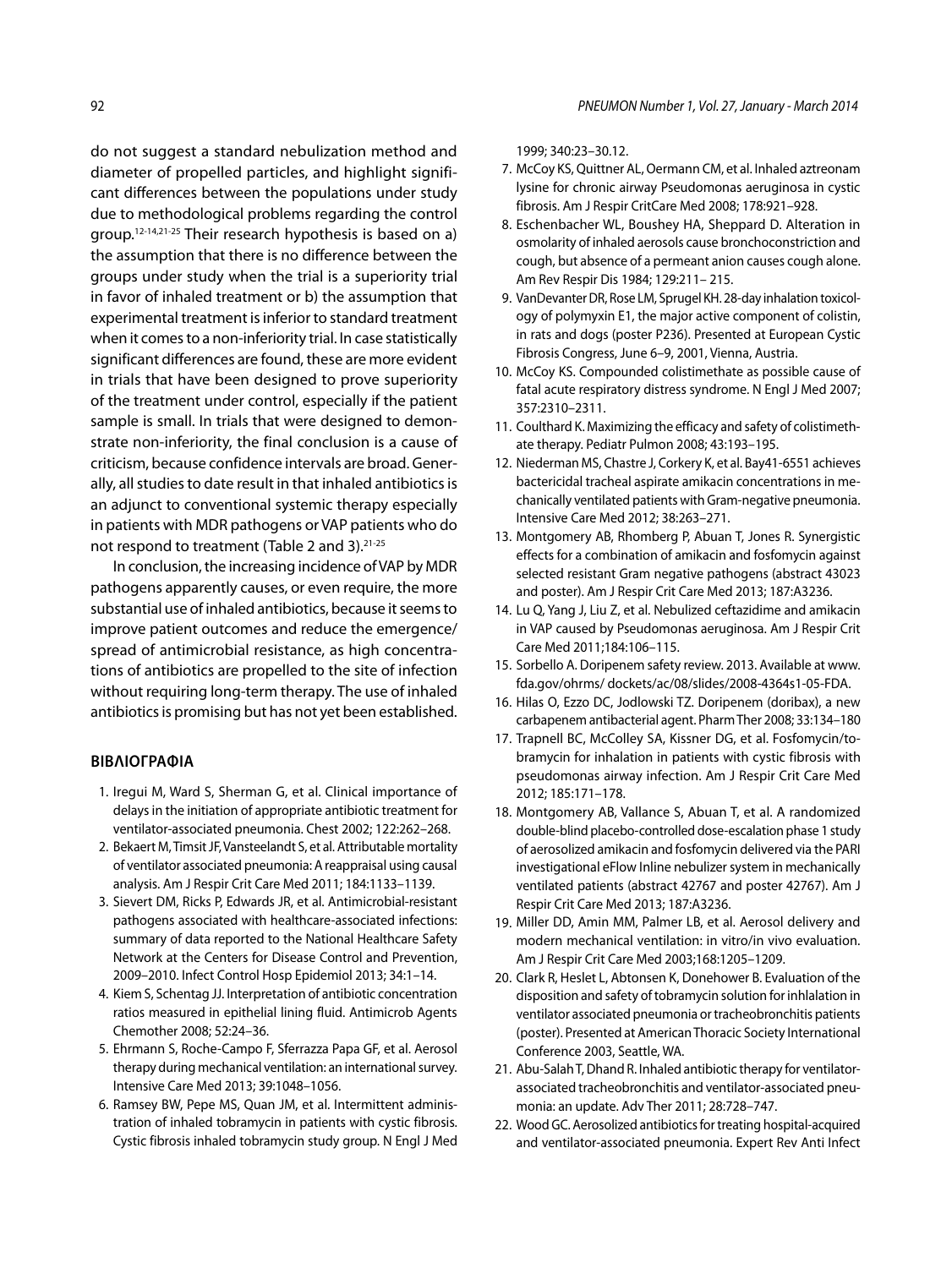do not suggest a standard nebulization method and diameter of propelled particles, and highlight significant differences between the populations under study due to methodological problems regarding the control group.[12-14,21-25] Their research hypothesis is based on a) the assumption that there is no difference between the groups under study when the trial is a superiority trial in favor of inhaled treatment or b) the assumption that experimental treatment is inferior to standard treatment when it comes to a non-inferiority trial. In case statistically significant differences are found, these are more evident in trials that have been designed to prove superiority of the treatment under control, especially if the patient sample is small. In trials that were designed to demonstrate non-inferiority, the final conclusion is a cause of criticism, because confidence intervals are broad. Generally, all studies to date result in that inhaled antibiotics is an adjunct to conventional systemic therapy especially in patients with MDR pathogens or VAP patients who do not respond to treatment (Table 2 and 3).[21-25]

In conclusion, the increasing incidence of VAP by MDR pathogens apparently causes, or even require, the more substantial use of inhaled antibiotics, because it seems to improve patient outcomes and reduce the emergence/spread of antimicrobial resistance, as high concentrations of antibiotics are propelled to the site of infection without requiring long-term therapy. The use of inhaled antibiotics is promising but has not yet been established.

## ΒΙΒΛΙΟΓΡΑΦΙΑ

1. Iregui M, Ward S, Sherman G, et al. Clinical importance of delays in the initiation of appropriate antibiotic treatment for ventilator-associated pneumonia. Chest 2002; 122:262–268.
2. Bekaert M, Timsit JF, Vansteelandt S, et al. Attributable mortality of ventilator associated pneumonia: A reappraisal using causal analysis. Am J Respir Crit Care Med 2011; 184:1133–1139.
3. Sievert DM, Ricks P, Edwards JR, et al. Antimicrobial-resistant pathogens associated with healthcare-associated infections: summary of data reported to the National Healthcare Safety Network at the Centers for Disease Control and Prevention, 2009–2010. Infect Control Hosp Epidemiol 2013; 34:1–14.
4. Kiem S, Schentag JJ. Interpretation of antibiotic concentration ratios measured in epithelial lining fluid. Antimicrob Agents Chemother 2008; 52:24–36.
5. Ehrmann S, Roche-Campo F, Sferrazza Papa GF, et al. Aerosol therapy during mechanical ventilation: an international survey. Intensive Care Med 2013; 39:1048–1056.
6. Ramsey BW, Pepe MS, Quan JM, et al. Intermittent administration of inhaled tobramycin in patients with cystic fibrosis. Cystic fibrosis inhaled tobramycin study group. N Engl J Med 1999; 340:23–30.12.
7. McCoy KS, Quittner AL, Oermann CM, et al. Inhaled aztreonam lysine for chronic airway Pseudomonas aeruginosa in cystic fibrosis. Am J Respir CritCare Med 2008; 178:921–928.
8. Eschenbacher WL, Boushey HA, Sheppard D. Alteration in osmolarity of inhaled aerosols cause bronchoconstriction and cough, but absence of a permeant anion causes cough alone. Am Rev Respir Dis 1984; 129:211– 215.
9. VanDevanter DR, Rose LM, Sprugel KH. 28-day inhalation toxicology of polymyxin E1, the major active component of colistin, in rats and dogs (poster P236). Presented at European Cystic Fibrosis Congress, June 6–9, 2001, Vienna, Austria.
10. McCoy KS. Compounded colistimethate as possible cause of fatal acute respiratory distress syndrome. N Engl J Med 2007; 357:2310–2311.
11. Coulthard K. Maximizing the efficacy and safety of colistimethate therapy. Pediatr Pulmon 2008; 43:193–195.
12. Niederman MS, Chastre J, Corkery K, et al. Bay41-6551 achieves bactericidal tracheal aspirate amikacin concentrations in mechanically ventilated patients with Gram-negative pneumonia. Intensive Care Med 2012; 38:263–271.
13. Montgomery AB, Rhomberg P, Abuan T, Jones R. Synergistic effects for a combination of amikacin and fosfomycin against selected resistant Gram negative pathogens (abstract 43023 and poster). Am J Respir Crit Care Med 2013; 187:A3236.
14. Lu Q, Yang J, Liu Z, et al. Nebulized ceftazidime and amikacin in VAP caused by Pseudomonas aeruginosa. Am J Respir Crit Care Med 2011;184:106–115.
15. Sorbello A. Doripenem safety review. 2013. Available at www.fda.gov/ohrms/ dockets/ac/08/slides/2008-4364s1-05-FDA.
16. Hilas O, Ezzo DC, Jodlowski TZ. Doripenem (doribax), a new carbapenem antibacterial agent. Pharm Ther 2008; 33:134–180
17. Trapnell BC, McColley SA, Kissner DG, et al. Fosfomycin/tobramycin for inhalation in patients with cystic fibrosis with pseudomonas airway infection. Am J Respir Crit Care Med 2012; 185:171–178.
18. Montgomery AB, Vallance S, Abuan T, et al. A randomized double-blind placebo-controlled dose-escalation phase 1 study of aerosolized amikacin and fosfomycin delivered via the PARI investigational eFlow Inline nebulizer system in mechanically ventilated patients (abstract 42767 and poster 42767). Am J Respir Crit Care Med 2013; 187:A3236.
19. Miller DD, Amin MM, Palmer LB, et al. Aerosol delivery and modern mechanical ventilation: in vitro/in vivo evaluation. Am J Respir Crit Care Med 2003;168:1205–1209.
20. Clark R, Heslet L, Abtonsen K, Donehower B. Evaluation of the disposition and safety of tobramycin solution for inhlalation in ventilator associated pneumonia or tracheobronchitis patients (poster). Presented at American Thoracic Society International Conference 2003, Seattle, WA.
21. Abu-Salah T, Dhand R. Inhaled antibiotic therapy for ventilator-associated tracheobronchitis and ventilator-associated pneumonia: an update. Adv Ther 2011; 28:728–747.
22. Wood GC. Aerosolized antibiotics for treating hospital-acquired and ventilator-associated pneumonia. Expert Rev Anti Infect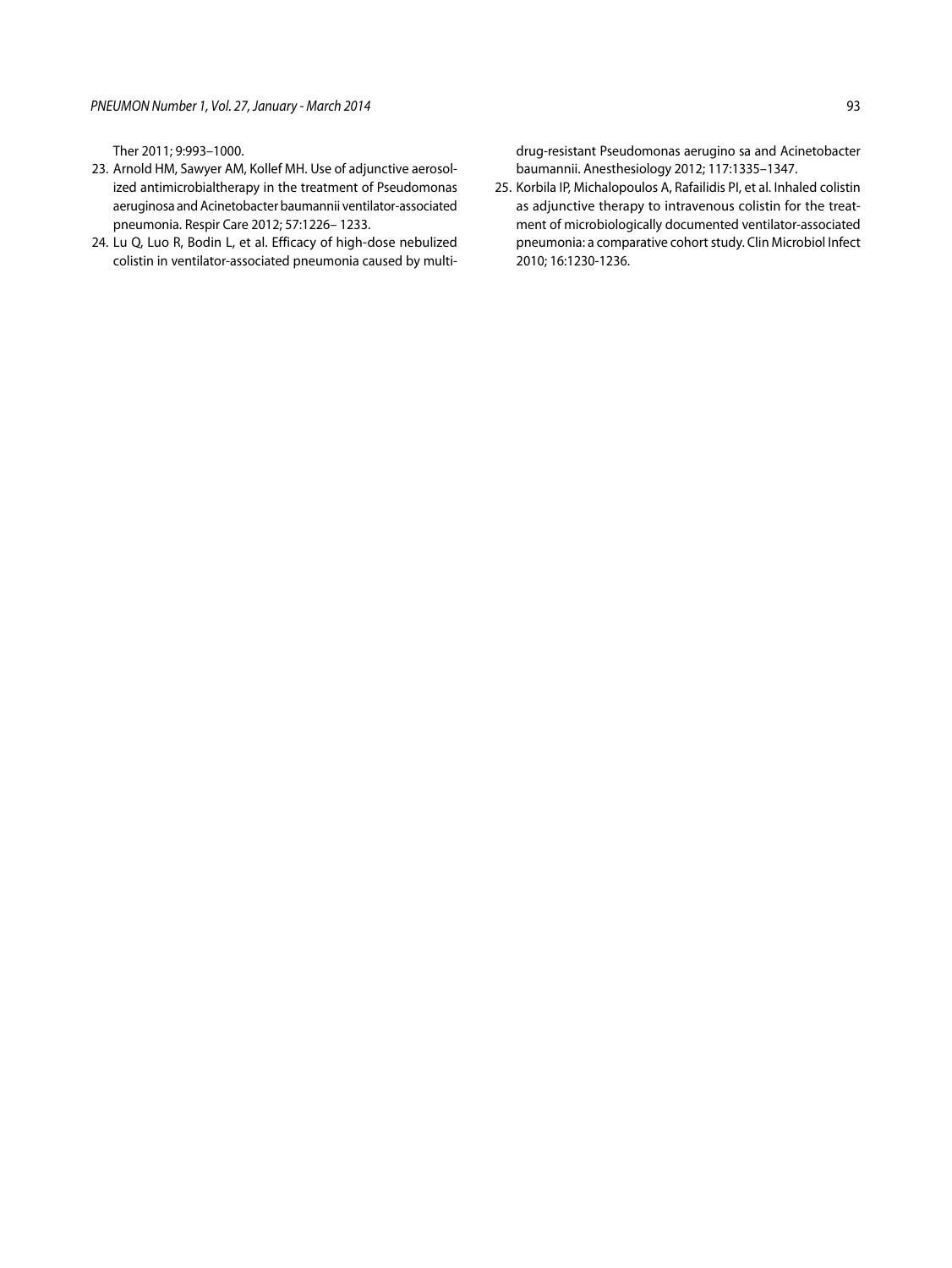Ther 2011; 9:993–1000.

23. Arnold HM, Sawyer AM, Kollef MH. Use of adjunctive aerosolized antimicrobialtherapy in the treatment of Pseudomonas aeruginosa and Acinetobacter baumannii ventilator-associated pneumonia. Respir Care 2012; 57:1226– 1233.
24. Lu Q, Luo R, Bodin L, et al. Efficacy of high-dose nebulized colistin in ventilator-associated pneumonia caused by multidrug-resistant Pseudomonas aerugino sa and Acinetobacter baumannii. Anesthesiology 2012; 117:1335–1347.
25. Korbila IP, Michalopoulos A, Rafailidis PI, et al. Inhaled colistin as adjunctive therapy to intravenous colistin for the treatment of microbiologically documented ventilator-associated pneumonia: a comparative cohort study. Clin Microbiol Infect 2010; 16:1230-1236.